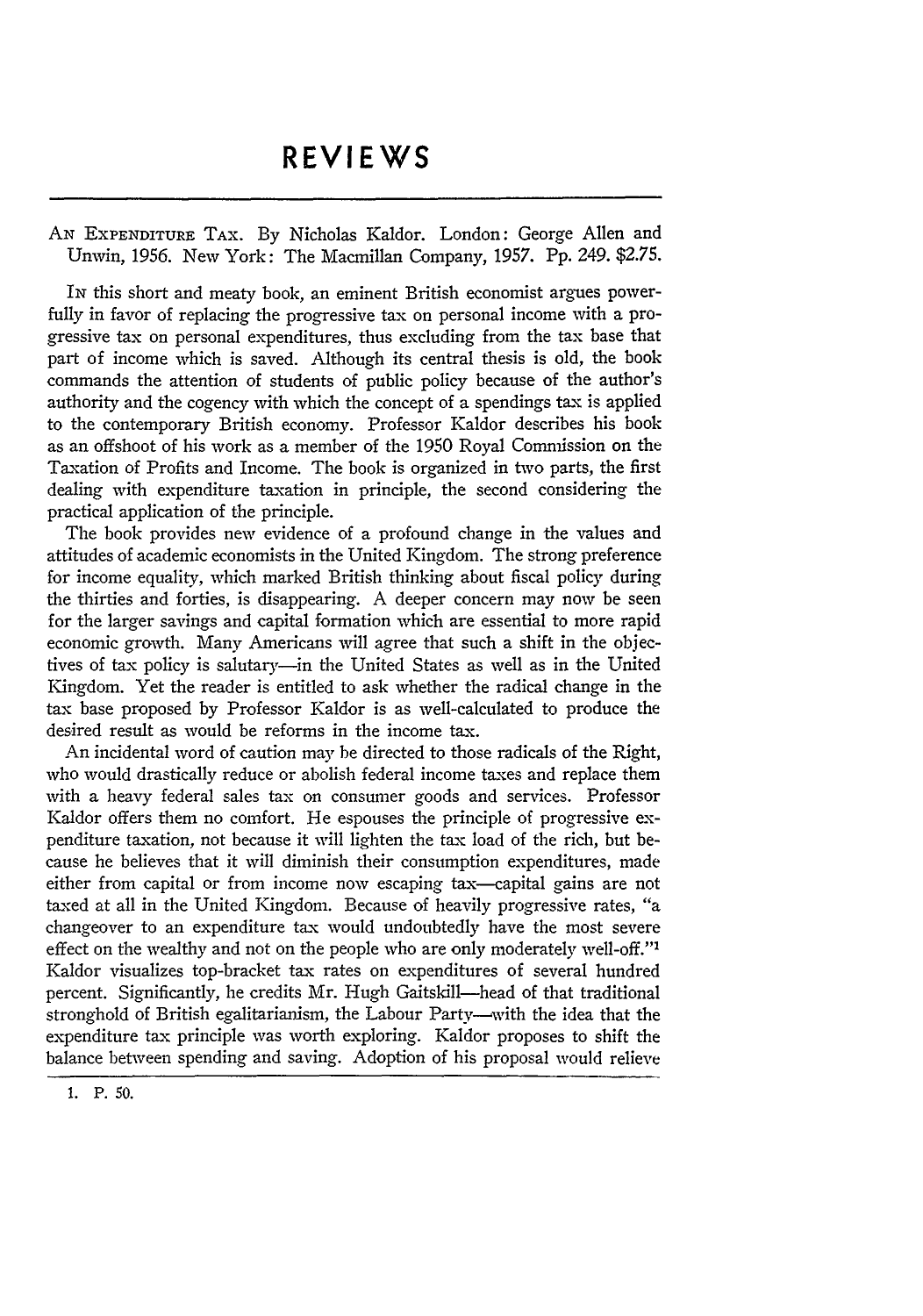# REVIEWS

AN EXPENDITURE TAX. By Nicholas Kaldor. London: George Allen and Unwin, 1956. New York: The Macmillan Company, 1957. Pp. 249. $2.75.

IN this short and meaty book, an eminent British economist argues powerfully in favor of replacing the progressive tax on personal income with a progressive tax on personal expenditures, thus excluding from the tax base that part of income which is saved. Although its central thesis is old, the book commands the attention of students of public policy because of the author's authority and the cogency with which the concept of a spendings tax is applied to the contemporary British economy. Professor Kaldor describes his book as an offshoot of his work as a member of the 1950 Royal Commission on the Taxation of Profits and Income. The book is organized in two parts, the first dealing with expenditure taxation in principle, the second considering the practical application of the principle.

The book provides new evidence of a profound change in the values and attitudes of academic economists in the United Kingdom. The strong preference for income equality, which marked British thinking about fiscal policy during the thirties and forties, is disappearing. A deeper concern may now be seen for the larger savings and capital formation which are essential to more rapid economic growth. Many Americans will agree that such a shift in the objectives of tax policy is salutary—in the United States as well as in the United Kingdom. Yet the reader is entitled to ask whether the radical change in the tax base proposed by Professor Kaldor is as well-calculated to produce the desired result as would be reforms in the income tax.

An incidental word of caution may be directed to those radicals of the Right, who would drastically reduce or abolish federal income taxes and replace them with a heavy federal sales tax on consumer goods and services. Professor Kaldor offers them no comfort. He espouses the principle of progressive expenditure taxation, not because it will lighten the tax load of the rich, but because he believes that it will diminish their consumption expenditures, made either from capital or from income now escaping tax—capital gains are not taxed at all in the United Kingdom. Because of heavily progressive rates, "a changeover to an expenditure tax would undoubtedly have the most severe effect on the wealthy and not on the people who are only moderately well-off."[1] Kaldor visualizes top-bracket tax rates on expenditures of several hundred percent. Significantly, he credits Mr. Hugh Gaitskill—head of that traditional stronghold of British egalitarianism, the Labour Party—with the idea that the expenditure tax principle was worth exploring. Kaldor proposes to shift the balance between spending and saving. Adoption of his proposal would relieve

1. P. 50.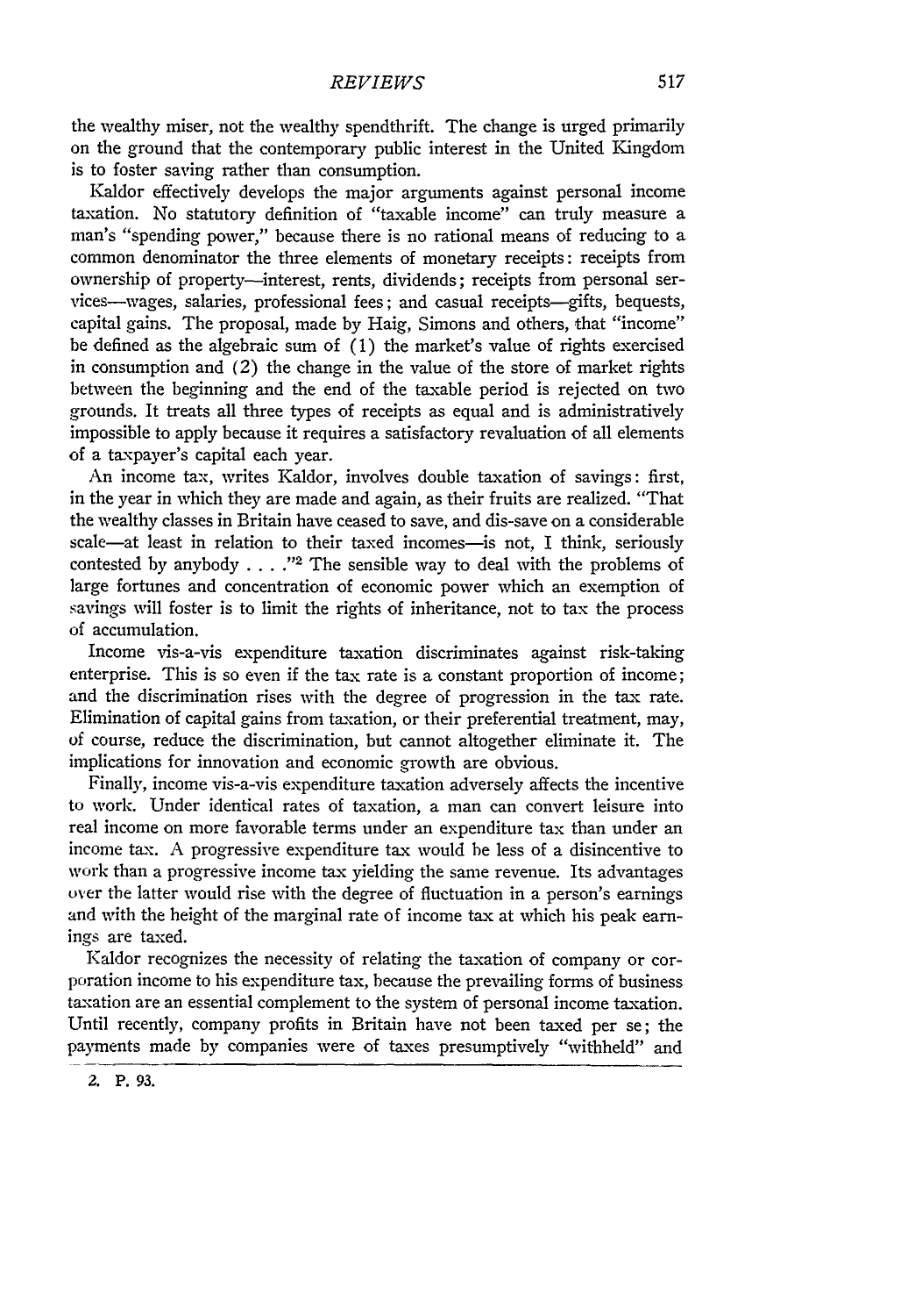the wealthy miser, not the wealthy spendthrift. The change is urged primarily on the ground that the contemporary public interest in the United Kingdom is to foster saving rather than consumption.

Kaldor effectively develops the major arguments against personal income taxation. No statutory definition of "taxable income" can truly measure a man's "spending power," because there is no rational means of reducing to a common denominator the three elements of monetary receipts: receipts from ownership of property—interest, rents, dividends; receipts from personal services—wages, salaries, professional fees; and casual receipts—gifts, bequests, capital gains. The proposal, made by Haig, Simons and others, that "income" be defined as the algebraic sum of (1) the market's value of rights exercised in consumption and (2) the change in the value of the store of market rights between the beginning and the end of the taxable period is rejected on two grounds. It treats all three types of receipts as equal and is administratively impossible to apply because it requires a satisfactory revaluation of all elements of a taxpayer's capital each year.

An income tax, writes Kaldor, involves double taxation of savings: first, in the year in which they are made and again, as their fruits are realized. "That the wealthy classes in Britain have ceased to save, and dis-save on a considerable scale—at least in relation to their taxed incomes—is not, I think, seriously contested by anybody . . . ."[2] The sensible way to deal with the problems of large fortunes and concentration of economic power which an exemption of savings will foster is to limit the rights of inheritance, not to tax the process of accumulation.

Income vis-a-vis expenditure taxation discriminates against risk-taking enterprise. This is so even if the tax rate is a constant proportion of income; and the discrimination rises with the degree of progression in the tax rate. Elimination of capital gains from taxation, or their preferential treatment, may, of course, reduce the discrimination, but cannot altogether eliminate it. The implications for innovation and economic growth are obvious.

Finally, income vis-a-vis expenditure taxation adversely affects the incentive to work. Under identical rates of taxation, a man can convert leisure into real income on more favorable terms under an expenditure tax than under an income tax. A progressive expenditure tax would be less of a disincentive to work than a progressive income tax yielding the same revenue. Its advantages over the latter would rise with the degree of fluctuation in a person's earnings and with the height of the marginal rate of income tax at which his peak earnings are taxed.

Kaldor recognizes the necessity of relating the taxation of company or corporation income to his expenditure tax, because the prevailing forms of business taxation are an essential complement to the system of personal income taxation. Until recently, company profits in Britain have not been taxed per se; the payments made by companies were of taxes presumptively "withheld" and

2. P. 93.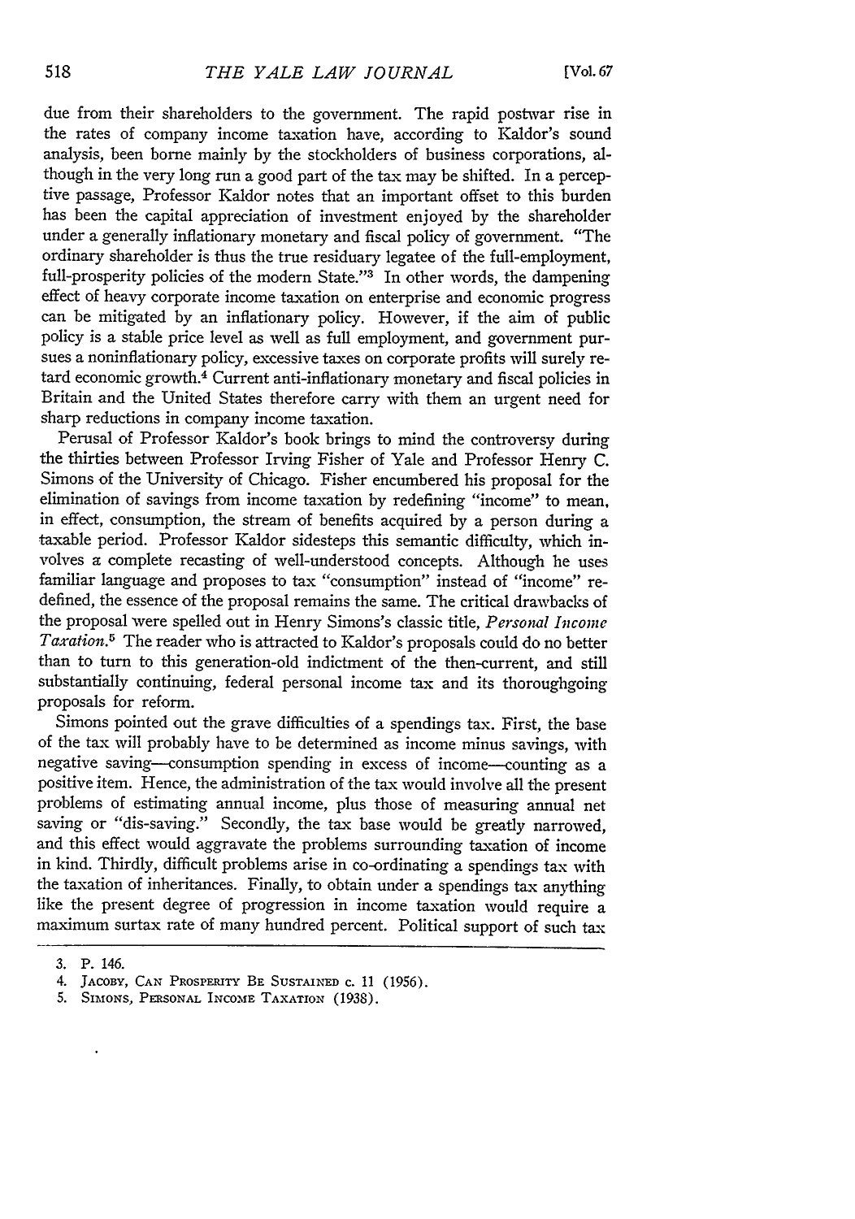due from their shareholders to the government. The rapid postwar rise in the rates of company income taxation have, according to Kaldor's sound analysis, been borne mainly by the stockholders of business corporations, although in the very long run a good part of the tax may be shifted. In a perceptive passage, Professor Kaldor notes that an important offset to this burden has been the capital appreciation of investment enjoyed by the shareholder under a generally inflationary monetary and fiscal policy of government. "The ordinary shareholder is thus the true residuary legatee of the full-employment, full-prosperity policies of the modern State."[3] In other words, the dampening effect of heavy corporate income taxation on enterprise and economic progress can be mitigated by an inflationary policy. However, if the aim of public policy is a stable price level as well as full employment, and government pursues a noninflationary policy, excessive taxes on corporate profits will surely retard economic growth.[4] Current anti-inflationary monetary and fiscal policies in Britain and the United States therefore carry with them an urgent need for sharp reductions in company income taxation.

Perusal of Professor Kaldor's book brings to mind the controversy during the thirties between Professor Irving Fisher of Yale and Professor Henry C. Simons of the University of Chicago. Fisher encumbered his proposal for the elimination of savings from income taxation by redefining "income" to mean, in effect, consumption, the stream of benefits acquired by a person during a taxable period. Professor Kaldor sidesteps this semantic difficulty, which involves a complete recasting of well-understood concepts. Although he uses familiar language and proposes to tax "consumption" instead of "income" redefined, the essence of the proposal remains the same. The critical drawbacks of the proposal were spelled out in Henry Simons's classic title, *Personal Income Taxation*.[5] The reader who is attracted to Kaldor's proposals could do no better than to turn to this generation-old indictment of the then-current, and still substantially continuing, federal personal income tax and its thoroughgoing proposals for reform.

Simons pointed out the grave difficulties of a spendings tax. First, the base of the tax will probably have to be determined as income minus savings, with negative saving—consumption spending in excess of income—counting as a positive item. Hence, the administration of the tax would involve all the present problems of estimating annual income, plus those of measuring annual net saving or "dis-saving." Secondly, the tax base would be greatly narrowed, and this effect would aggravate the problems surrounding taxation of income in kind. Thirdly, difficult problems arise in co-ordinating a spendings tax with the taxation of inheritances. Finally, to obtain under a spendings tax anything like the present degree of progression in income taxation would require a maximum surtax rate of many hundred percent. Political support of such tax

3. P. 146.

4. JACOBY, CAN PROSPERITY BE SUSTAINED c. 11 (1956).

5. SIMONS, PERSONAL INCOME TAXATION (1938).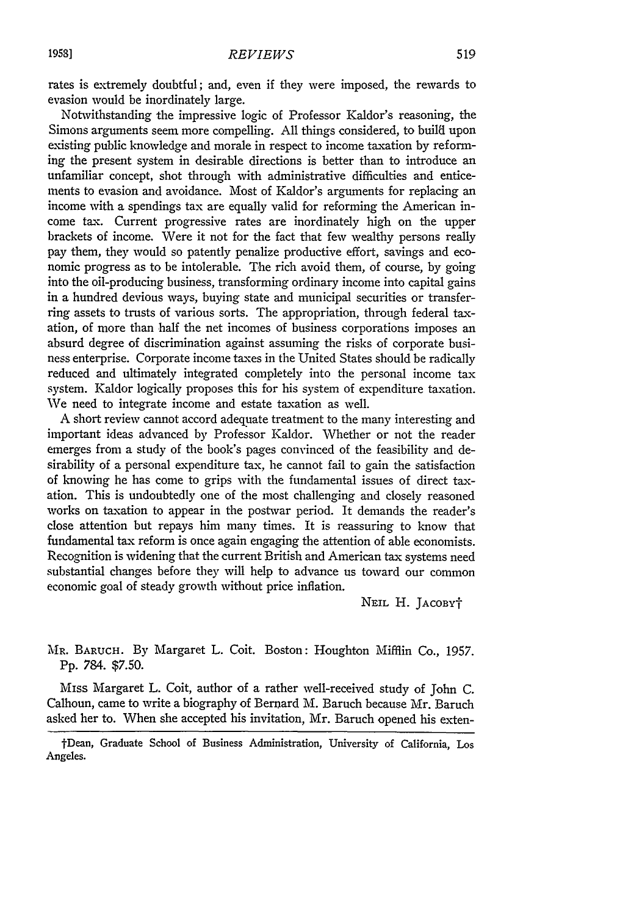rates is extremely doubtful; and, even if they were imposed, the rewards to evasion would be inordinately large.

Notwithstanding the impressive logic of Professor Kaldor's reasoning, the Simons arguments seem more compelling. All things considered, to build upon existing public knowledge and morale in respect to income taxation by reforming the present system in desirable directions is better than to introduce an unfamiliar concept, shot through with administrative difficulties and enticements to evasion and avoidance. Most of Kaldor's arguments for replacing an income with a spendings tax are equally valid for reforming the American income tax. Current progressive rates are inordinately high on the upper brackets of income. Were it not for the fact that few wealthy persons really pay them, they would so patently penalize productive effort, savings and economic progress as to be intolerable. The rich avoid them, of course, by going into the oil-producing business, transforming ordinary income into capital gains in a hundred devious ways, buying state and municipal securities or transferring assets to trusts of various sorts. The appropriation, through federal taxation, of more than half the net incomes of business corporations imposes an absurd degree of discrimination against assuming the risks of corporate business enterprise. Corporate income taxes in the United States should be radically reduced and ultimately integrated completely into the personal income tax system. Kaldor logically proposes this for his system of expenditure taxation. We need to integrate income and estate taxation as well.

A short review cannot accord adequate treatment to the many interesting and important ideas advanced by Professor Kaldor. Whether or not the reader emerges from a study of the book's pages convinced of the feasibility and desirability of a personal expenditure tax, he cannot fail to gain the satisfaction of knowing he has come to grips with the fundamental issues of direct taxation. This is undoubtedly one of the most challenging and closely reasoned works on taxation to appear in the postwar period. It demands the reader's close attention but repays him many times. It is reassuring to know that fundamental tax reform is once again engaging the attention of able economists. Recognition is widening that the current British and American tax systems need substantial changes before they will help to advance us toward our common economic goal of steady growth without price inflation.

NEIL H. JACOBY†

MR. BARUCH. By Margaret L. Coit. Boston: Houghton Mifflin Co., 1957. Pp. 784. $7.50.

MISS Margaret L. Coit, author of a rather well-received study of John C. Calhoun, came to write a biography of Bernard M. Baruch because Mr. Baruch asked her to. When she accepted his invitation, Mr. Baruch opened his exten-

†Dean, Graduate School of Business Administration, University of California, Los Angeles.